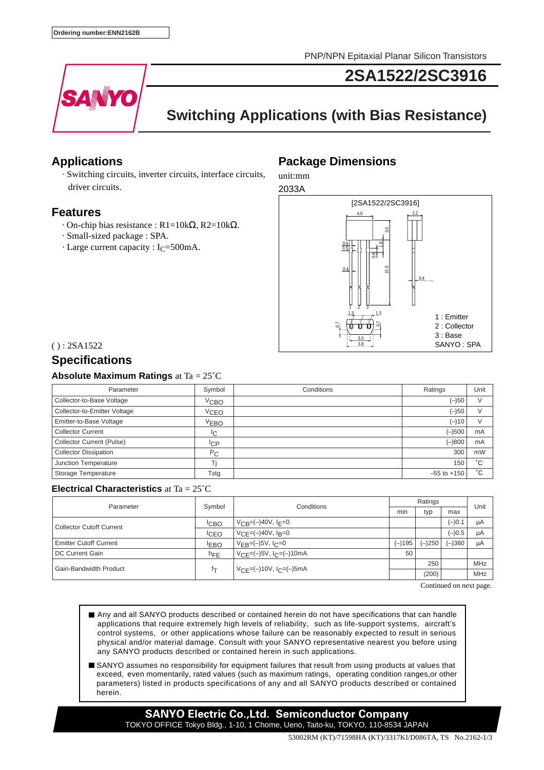Ordering number:ENN2162B

PNP/NPN Epitaxial Planar Silicon Transistors

# 2SA1522/2SC3916

## Switching Applications (with Bias Resistance)

## Applications

· Switching circuits, inverter circuits, interface circuits, driver circuits.

## Features

· On-chip bias resistance : R1=10kΩ, R2=10kΩ.
· Small-sized package : SPA.
· Large current capacity : $I_C$=500mA.

## Package Dimensions

unit:mm

2033A

[2SA1522/2SC3916]

1 : Emitter
2 : Collector
3 : Base
SANYO : SPA

( ) : 2SA1522

## Specifications

### Absolute Maximum Ratings at Ta = 25˚C

| Parameter | Symbol | Conditions | Ratings | Unit |
|---|---|---|---|---|
| Collector-to-Base Voltage | $V_{CBO}$ | | (–)50 | V |
| Collector-to-Emitter Voltage | $V_{CEO}$ | | (–)50 | V |
| Emitter-to-Base Voltage | $V_{EBO}$ | | (–)10 | V |
| Collector Current | $I_C$ | | (–)500 | mA |
| Collector Current (Pulse) | $I_{CP}$ | | (–)800 | mA |
| Collector Dissipation | $P_C$ | | 300 | mW |
| Junction Temperature | Tj | | 150 | ˚C |
| Storage Temperature | Tstg | | –55 to +150 | ˚C |

### Electrical Characteristics at Ta = 25˚C

| Parameter | Symbol | Conditions | Ratings | | | Unit |
|---|---|---|---|---|---|---|
| | | | min | typ | max | |
| Collector Cutoff Current | $I_{CBO}$ | $V_{CB}$=(–)40V, $I_E$=0 | | | (–)0.1 | μA |
| | $I_{CEO}$ | $V_{CE}$=(–)40V, $I_B$=0 | | | (–)0.5 | μA |
| Emitter Cutoff Current | $I_{EBO}$ | $V_{EB}$=(–)5V, $I_C$=0 | (–)195 | (–)250 | (–)360 | μA |
| DC Current Gain | $h_{FE}$ | $V_{CE}$=(–)5V, $I_C$=(–)10mA | 50 | | | |
| Gain-Bandwidth Product | $f_T$ | $V_{CE}$=(–)10V, $I_C$=(–)5mA | | 250 | | MHz |
| | | | | (200) | | MHz |

Continued on next page.

- Any and all SANYO products described or contained herein do not have specifications that can handle applications that require extremely high levels of reliability, such as life-support systems, aircraft's control systems, or other applications whose failure can be reasonably expected to result in serious physical and/or material damage. Consult with your SANYO representative nearest you before using any SANYO products described or contained herein in such applications.
- SANYO assumes no responsibility for equipment failures that result from using products at values that exceed, even momentarily, rated values (such as maximum ratings, operating condition ranges,or other parameters) listed in products specifications of any and all SANYO products described or contained herein.

**SANYO Electric Co.,Ltd. Semiconductor Company**
TOKYO OFFICE Tokyo Bldg., 1-10, 1 Chome, Ueno, Taito-ku, TOKYO, 110-8534 JAPAN

53002RM (KT)/71598HA (KT)/3317KI/D086TA, TS No.2162-1/3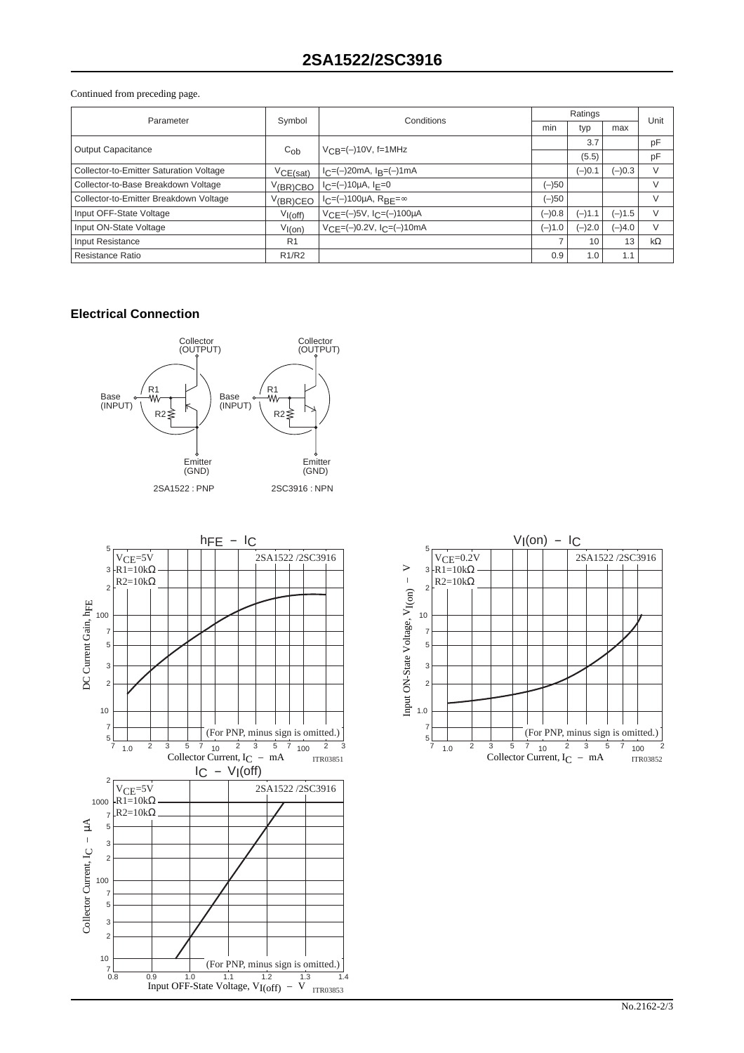Continued from preceding page.

| Parameter | Symbol | Conditions | Ratings | | | Unit |
|---|---|---|---|---|---|---|
| | | | min | typ | max | |
| Output Capacitance | $C_{ob}$ | $V_{CB}$=(–)10V, f=1MHz | | 3.7 | | pF |
| | | | | (5.5) | | pF |
| Collector-to-Emitter Saturation Voltage | $V_{CE(sat)}$ | $I_C$=(–)20mA, $I_B$=(–)1mA | | (–)0.1 | (–)0.3 | V |
| Collector-to-Base Breakdown Voltage | $V_{(BR)CBO}$ | $I_C$=(–)10μA, $I_E$=0 | (–)50 | | | V |
| Collector-to-Emitter Breakdown Voltage | $V_{(BR)CEO}$ | $I_C$=(–)100μA, $R_{BE}$=∞ | (–)50 | | | V |
| Input OFF-State Voltage | $V_{I(off)}$ | $V_{CE}$=(–)5V, $I_C$=(–)100μA | (–)0.8 | (–)1.1 | (–)1.5 | V |
| Input ON-State Voltage | $V_{I(on)}$ | $V_{CE}$=(–)0.2V, $I_C$=(–)10mA | (–)1.0 | (–)2.0 | (–)4.0 | V |
| Input Resistance | R1 | | 7 | 10 | 13 | kΩ |
| Resistance Ratio | R1/R2 | | 0.9 | 1.0 | 1.1 | |

## Electrical Connection

Collector (OUTPUT), Base (INPUT), Emitter (GND), R1, R2

2SA1522 : PNP    2SC3916 : NPN

$h_{FE}$ – $I_C$ — 2SA1522 /2SC3916, $V_{CE}$=5V, R1=10kΩ, R2=10kΩ. DC Current Gain, $h_{FE}$ vs Collector Current, $I_C$ – mA. (For PNP, minus sign is omitted.) ITR03851

$V_{I(on)}$ – $I_C$ — 2SA1522 /2SC3916, $V_{CE}$=0.2V, R1=10kΩ, R2=10kΩ. Input ON-State Voltage, $V_{I(on)}$ – V vs Collector Current, $I_C$ – mA. (For PNP, minus sign is omitted.) ITR03852

$I_C$ – $V_{I(off)}$ — 2SA1522 /2SC3916, $V_{CE}$=5V, R1=10kΩ, R2=10kΩ. Collector Current, $I_C$ – μA vs Input OFF-State Voltage, $V_{I(off)}$ – V. (For PNP, minus sign is omitted.) ITR03853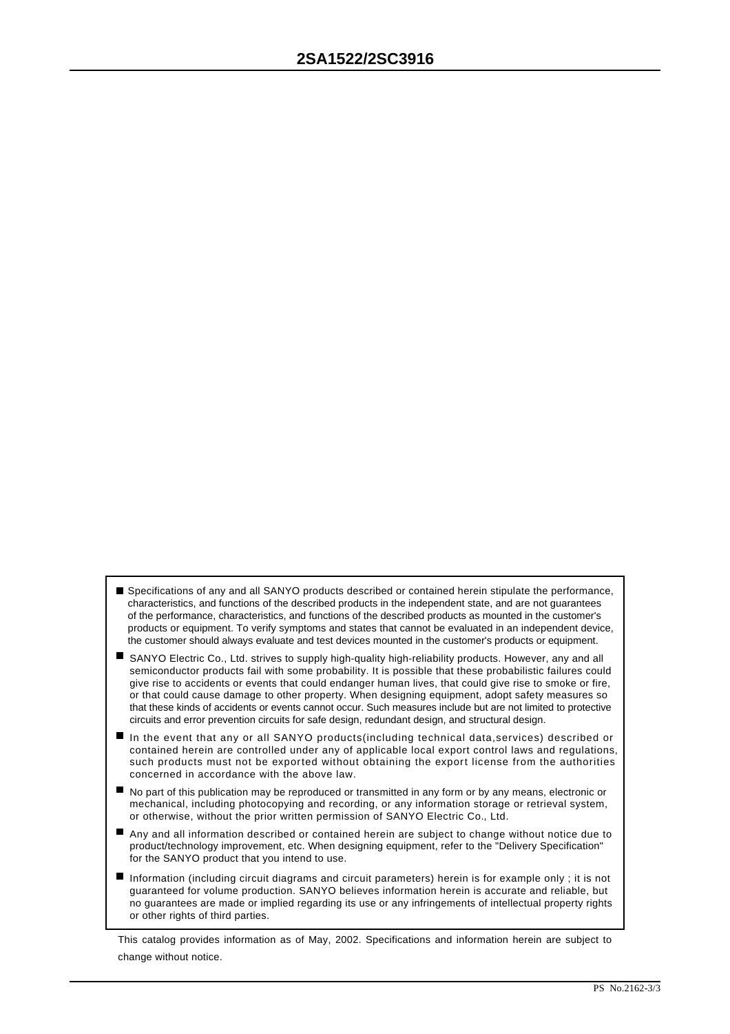- Specifications of any and all SANYO products described or contained herein stipulate the performance, characteristics, and functions of the described products in the independent state, and are not guarantees of the performance, characteristics, and functions of the described products as mounted in the customer's products or equipment. To verify symptoms and states that cannot be evaluated in an independent device, the customer should always evaluate and test devices mounted in the customer's products or equipment.
- SANYO Electric Co., Ltd. strives to supply high-quality high-reliability products. However, any and all semiconductor products fail with some probability. It is possible that these probabilistic failures could give rise to accidents or events that could endanger human lives, that could give rise to smoke or fire, or that could cause damage to other property. When designing equipment, adopt safety measures so that these kinds of accidents or events cannot occur. Such measures include but are not limited to protective circuits and error prevention circuits for safe design, redundant design, and structural design.
- In the event that any or all SANYO products(including technical data,services) described or contained herein are controlled under any of applicable local export control laws and regulations, such products must not be exported without obtaining the export license from the authorities concerned in accordance with the above law.
- No part of this publication may be reproduced or transmitted in any form or by any means, electronic or mechanical, including photocopying and recording, or any information storage or retrieval system, or otherwise, without the prior written permission of SANYO Electric Co., Ltd.
- Any and all information described or contained herein are subject to change without notice due to product/technology improvement, etc. When designing equipment, refer to the "Delivery Specification" for the SANYO product that you intend to use.
- Information (including circuit diagrams and circuit parameters) herein is for example only ; it is not guaranteed for volume production. SANYO believes information herein is accurate and reliable, but no guarantees are made or implied regarding its use or any infringements of intellectual property rights or other rights of third parties.

This catalog provides information as of May, 2002. Specifications and information herein are subject to change without notice.